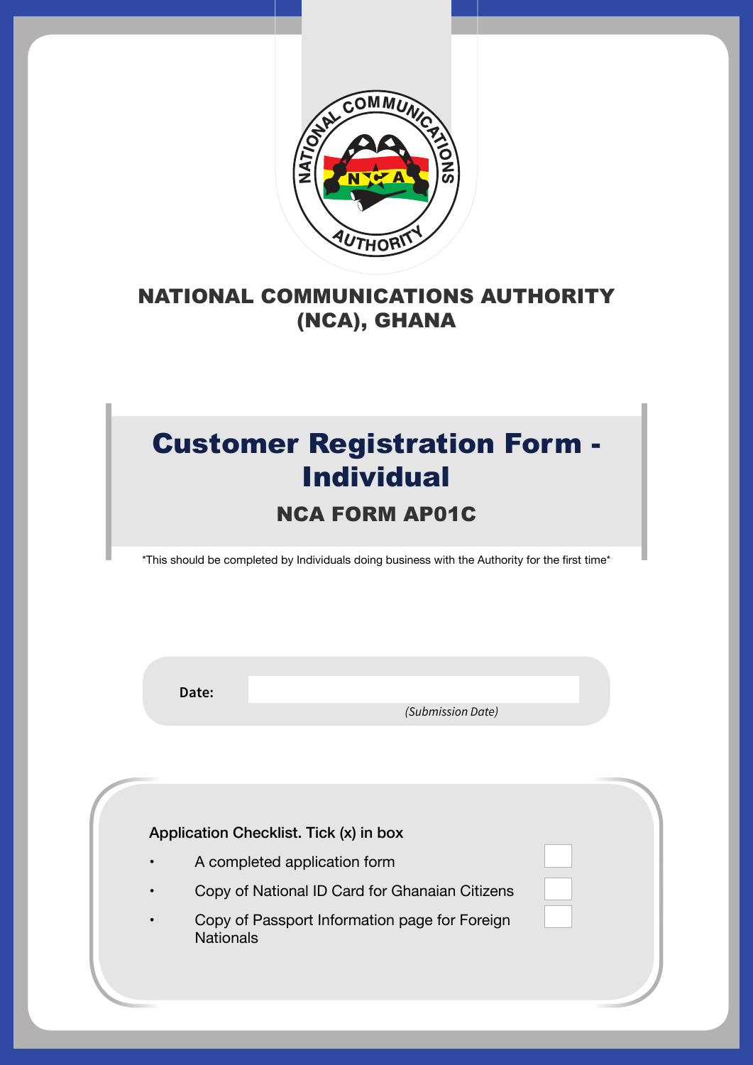# NATIONAL COMMUNICATIONS AUTHORITY (NCA), GHANA

## Customer Registration Form - Individual

### NCA FORM AP01C

*This should be completed by Individuals doing business with the Authority for the first time*

**Date:** ____________________

*(Submission Date)*

**Application Checklist. Tick (x) in box**

- A completed application form ☐
- Copy of National ID Card for Ghanaian Citizens ☐
- Copy of Passport Information page for Foreign Nationals ☐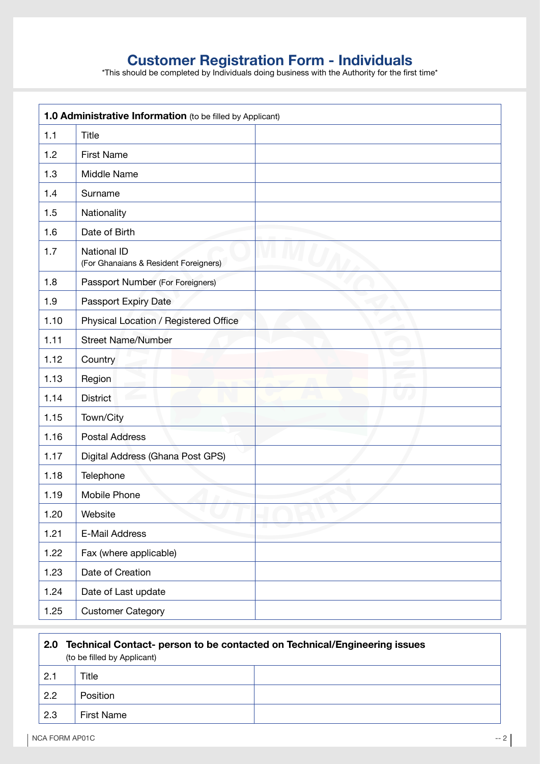# Customer Registration Form - Individuals

*This should be completed by Individuals doing business with the Authority for the first time*

| **1.0 Administrative Information** (to be filled by Applicant) | | |
|---|---|---|
| 1.1 | Title | |
| 1.2 | First Name | |
| 1.3 | Middle Name | |
| 1.4 | Surname | |
| 1.5 | Nationality | |
| 1.6 | Date of Birth | |
| 1.7 | National ID (For Ghanaians & Resident Foreigners) | |
| 1.8 | Passport Number (For Foreigners) | |
| 1.9 | Passport Expiry Date | |
| 1.10 | Physical Location / Registered Office | |
| 1.11 | Street Name/Number | |
| 1.12 | Country | |
| 1.13 | Region | |
| 1.14 | District | |
| 1.15 | Town/City | |
| 1.16 | Postal Address | |
| 1.17 | Digital Address (Ghana Post GPS) | |
| 1.18 | Telephone | |
| 1.19 | Mobile Phone | |
| 1.20 | Website | |
| 1.21 | E-Mail Address | |
| 1.22 | Fax (where applicable) | |
| 1.23 | Date of Creation | |
| 1.24 | Date of Last update | |
| 1.25 | Customer Category | |

| **2.0 Technical Contact- person to be contacted on Technical/Engineering issues** (to be filled by Applicant) | | |
|---|---|---|
| 2.1 | Title | |
| 2.2 | Position | |
| 2.3 | First Name | |

NCA FORM AP01C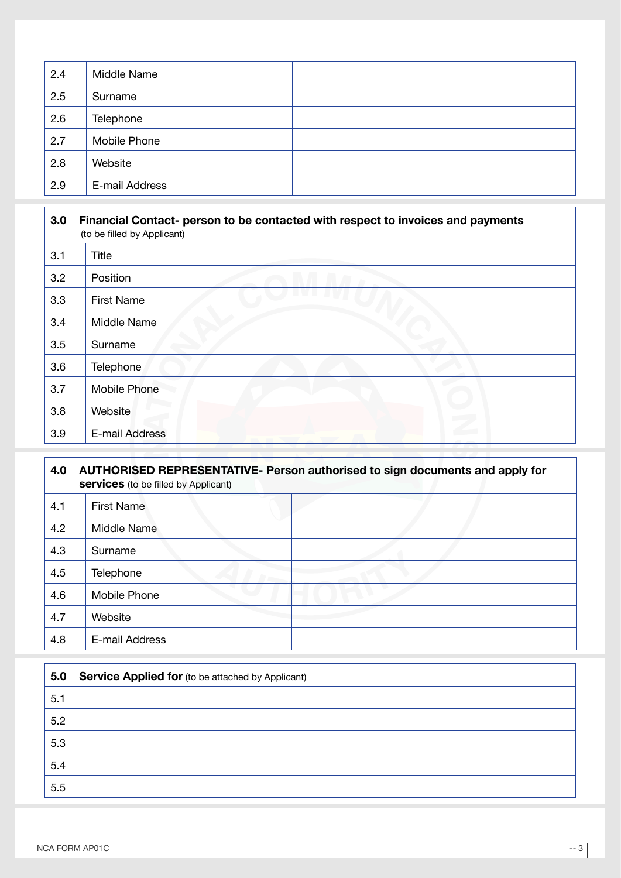| 2.4 | Middle Name | |
|---|---|---|
| 2.5 | Surname | |
| 2.6 | Telephone | |
| 2.7 | Mobile Phone | |
| 2.8 | Website | |
| 2.9 | E-mail Address | |

| **3.0** | **Financial Contact- person to be contacted with respect to invoices and payments** (to be filled by Applicant) | |
|---|---|---|
| 3.1 | Title | |
| 3.2 | Position | |
| 3.3 | First Name | |
| 3.4 | Middle Name | |
| 3.5 | Surname | |
| 3.6 | Telephone | |
| 3.7 | Mobile Phone | |
| 3.8 | Website | |
| 3.9 | E-mail Address | |

| **4.0** | **AUTHORISED REPRESENTATIVE- Person authorised to sign documents and apply for services** (to be filled by Applicant) | |
|---|---|---|
| 4.1 | First Name | |
| 4.2 | Middle Name | |
| 4.3 | Surname | |
| 4.5 | Telephone | |
| 4.6 | Mobile Phone | |
| 4.7 | Website | |
| 4.8 | E-mail Address | |

| **5.0** | **Service Applied for** (to be attached by Applicant) | |
|---|---|---|
| 5.1 | | |
| 5.2 | | |
| 5.3 | | |
| 5.4 | | |
| 5.5 | | |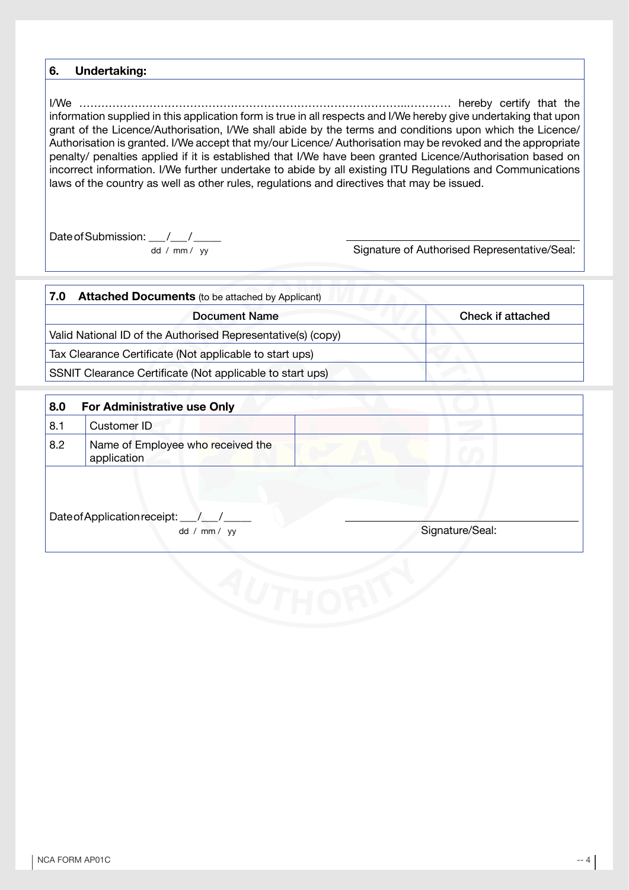## 6. Undertaking:

I/We ……………………………………………………………………………………..………… hereby certify that the information supplied in this application form is true in all respects and I/We hereby give undertaking that upon grant of the Licence/Authorisation, I/We shall abide by the terms and conditions upon which the Licence/ Authorisation is granted. I/We accept that my/our Licence/ Authorisation may be revoked and the appropriate penalty/ penalties applied if it is established that I/We have been granted Licence/Authorisation based on incorrect information. I/We further undertake to abide by all existing ITU Regulations and Communications laws of the country as well as other rules, regulations and directives that may be issued.

Date of Submission: ___/___/_____
dd / mm / yy

_________________________________
Signature of Authorised Representative/Seal:

## 7.0 Attached Documents (to be attached by Applicant)

| Document Name | Check if attached |
|---|---|
| Valid National ID of the Authorised Representative(s) (copy) | |
| Tax Clearance Certificate (Not applicable to start ups) | |
| SSNIT Clearance Certificate (Not applicable to start ups) | |

## 8.0 For Administrative use Only

| | | |
|---|---|---|
| 8.1 | Customer ID | |
| 8.2 | Name of Employee who received the application | |

Date of Application receipt: ___/___/_____
dd / mm / yy

_________________________________
Signature/Seal: